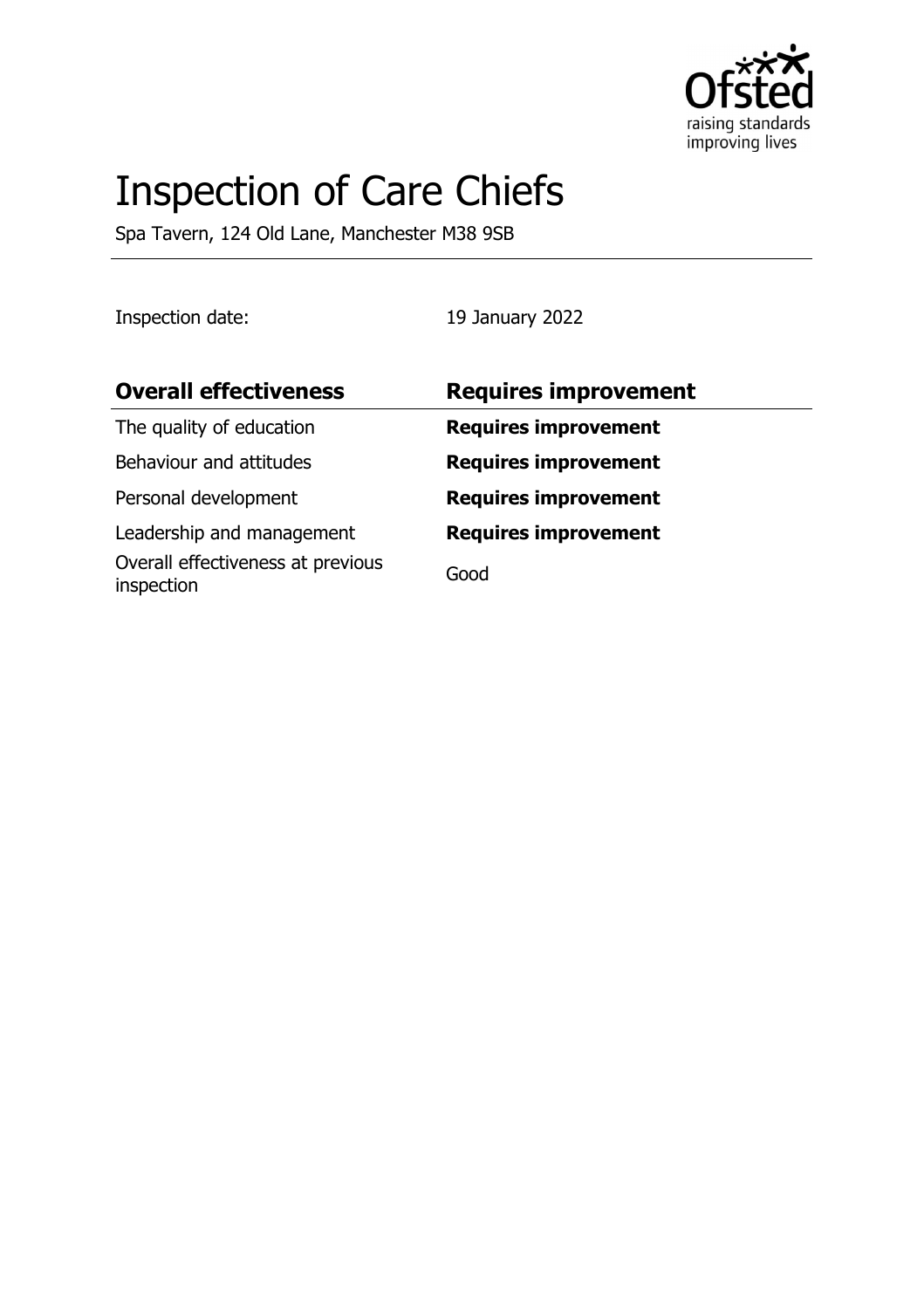# Inspection of Care Chiefs

Spa Tavern, 124 Old Lane, Manchester M38 9SB

Inspection date: 19 January 2022

| **Overall effectiveness** | **Requires improvement** |
| --- | --- |
| The quality of education | **Requires improvement** |
| Behaviour and attitudes | **Requires improvement** |
| Personal development | **Requires improvement** |
| Leadership and management | **Requires improvement** |
| Overall effectiveness at previous inspection | Good |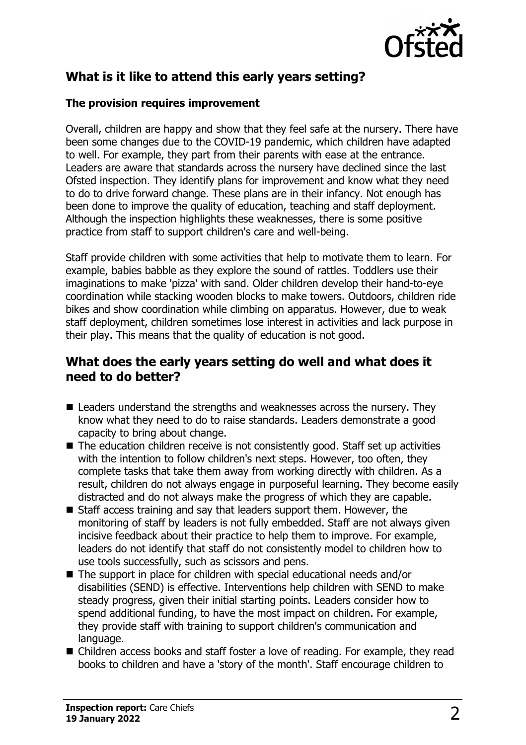## What is it like to attend this early years setting?

### The provision requires improvement

Overall, children are happy and show that they feel safe at the nursery. There have been some changes due to the COVID-19 pandemic, which children have adapted to well. For example, they part from their parents with ease at the entrance. Leaders are aware that standards across the nursery have declined since the last Ofsted inspection. They identify plans for improvement and know what they need to do to drive forward change. These plans are in their infancy. Not enough has been done to improve the quality of education, teaching and staff deployment. Although the inspection highlights these weaknesses, there is some positive practice from staff to support children's care and well-being.

Staff provide children with some activities that help to motivate them to learn. For example, babies babble as they explore the sound of rattles. Toddlers use their imaginations to make 'pizza' with sand. Older children develop their hand-to-eye coordination while stacking wooden blocks to make towers. Outdoors, children ride bikes and show coordination while climbing on apparatus. However, due to weak staff deployment, children sometimes lose interest in activities and lack purpose in their play. This means that the quality of education is not good.

## What does the early years setting do well and what does it need to do better?

- Leaders understand the strengths and weaknesses across the nursery. They know what they need to do to raise standards. Leaders demonstrate a good capacity to bring about change.
- The education children receive is not consistently good. Staff set up activities with the intention to follow children's next steps. However, too often, they complete tasks that take them away from working directly with children. As a result, children do not always engage in purposeful learning. They become easily distracted and do not always make the progress of which they are capable.
- Staff access training and say that leaders support them. However, the monitoring of staff by leaders is not fully embedded. Staff are not always given incisive feedback about their practice to help them to improve. For example, leaders do not identify that staff do not consistently model to children how to use tools successfully, such as scissors and pens.
- The support in place for children with special educational needs and/or disabilities (SEND) is effective. Interventions help children with SEND to make steady progress, given their initial starting points. Leaders consider how to spend additional funding, to have the most impact on children. For example, they provide staff with training to support children's communication and language.
- Children access books and staff foster a love of reading. For example, they read books to children and have a 'story of the month'. Staff encourage children to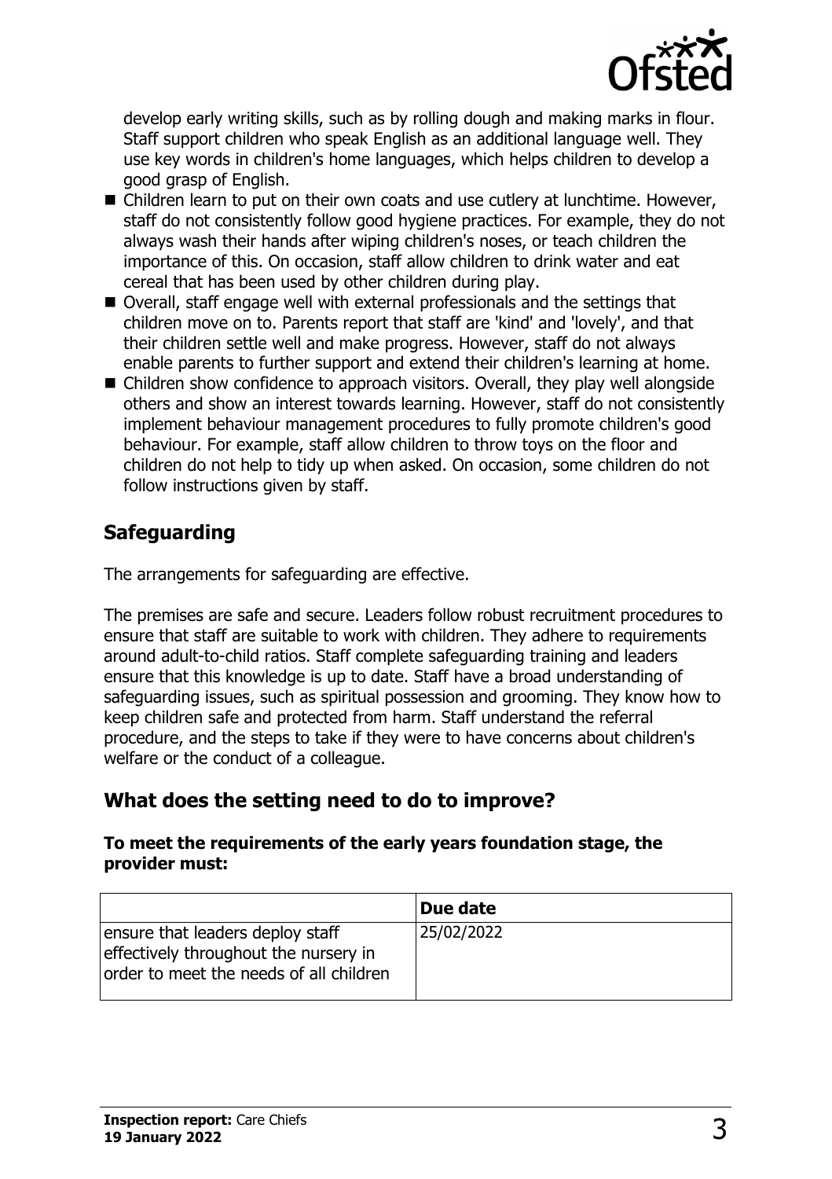develop early writing skills, such as by rolling dough and making marks in flour. Staff support children who speak English as an additional language well. They use key words in children's home languages, which helps children to develop a good grasp of English.

- Children learn to put on their own coats and use cutlery at lunchtime. However, staff do not consistently follow good hygiene practices. For example, they do not always wash their hands after wiping children's noses, or teach children the importance of this. On occasion, staff allow children to drink water and eat cereal that has been used by other children during play.
- Overall, staff engage well with external professionals and the settings that children move on to. Parents report that staff are 'kind' and 'lovely', and that their children settle well and make progress. However, staff do not always enable parents to further support and extend their children's learning at home.
- Children show confidence to approach visitors. Overall, they play well alongside others and show an interest towards learning. However, staff do not consistently implement behaviour management procedures to fully promote children's good behaviour. For example, staff allow children to throw toys on the floor and children do not help to tidy up when asked. On occasion, some children do not follow instructions given by staff.

## Safeguarding

The arrangements for safeguarding are effective.

The premises are safe and secure. Leaders follow robust recruitment procedures to ensure that staff are suitable to work with children. They adhere to requirements around adult-to-child ratios. Staff complete safeguarding training and leaders ensure that this knowledge is up to date. Staff have a broad understanding of safeguarding issues, such as spiritual possession and grooming. They know how to keep children safe and protected from harm. Staff understand the referral procedure, and the steps to take if they were to have concerns about children's welfare or the conduct of a colleague.

## What does the setting need to do to improve?

**To meet the requirements of the early years foundation stage, the provider must:**

| | Due date |
|---|---|
| ensure that leaders deploy staff effectively throughout the nursery in order to meet the needs of all children | 25/02/2022 |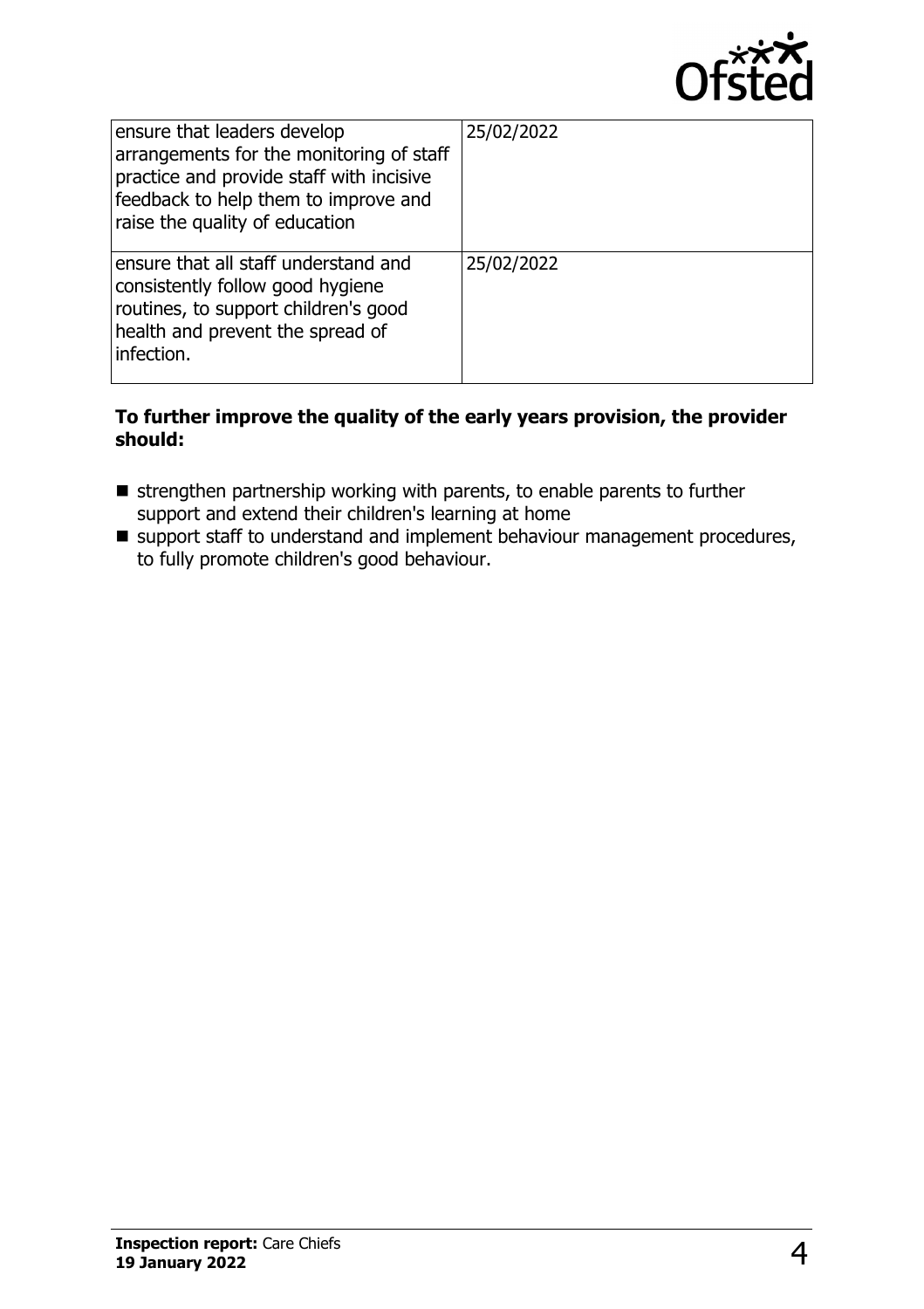| | |
|---|---|
| ensure that leaders develop arrangements for the monitoring of staff practice and provide staff with incisive feedback to help them to improve and raise the quality of education | 25/02/2022 |
| ensure that all staff understand and consistently follow good hygiene routines, to support children's good health and prevent the spread of infection. | 25/02/2022 |

**To further improve the quality of the early years provision, the provider should:**

- strengthen partnership working with parents, to enable parents to further support and extend their children's learning at home
- support staff to understand and implement behaviour management procedures, to fully promote children's good behaviour.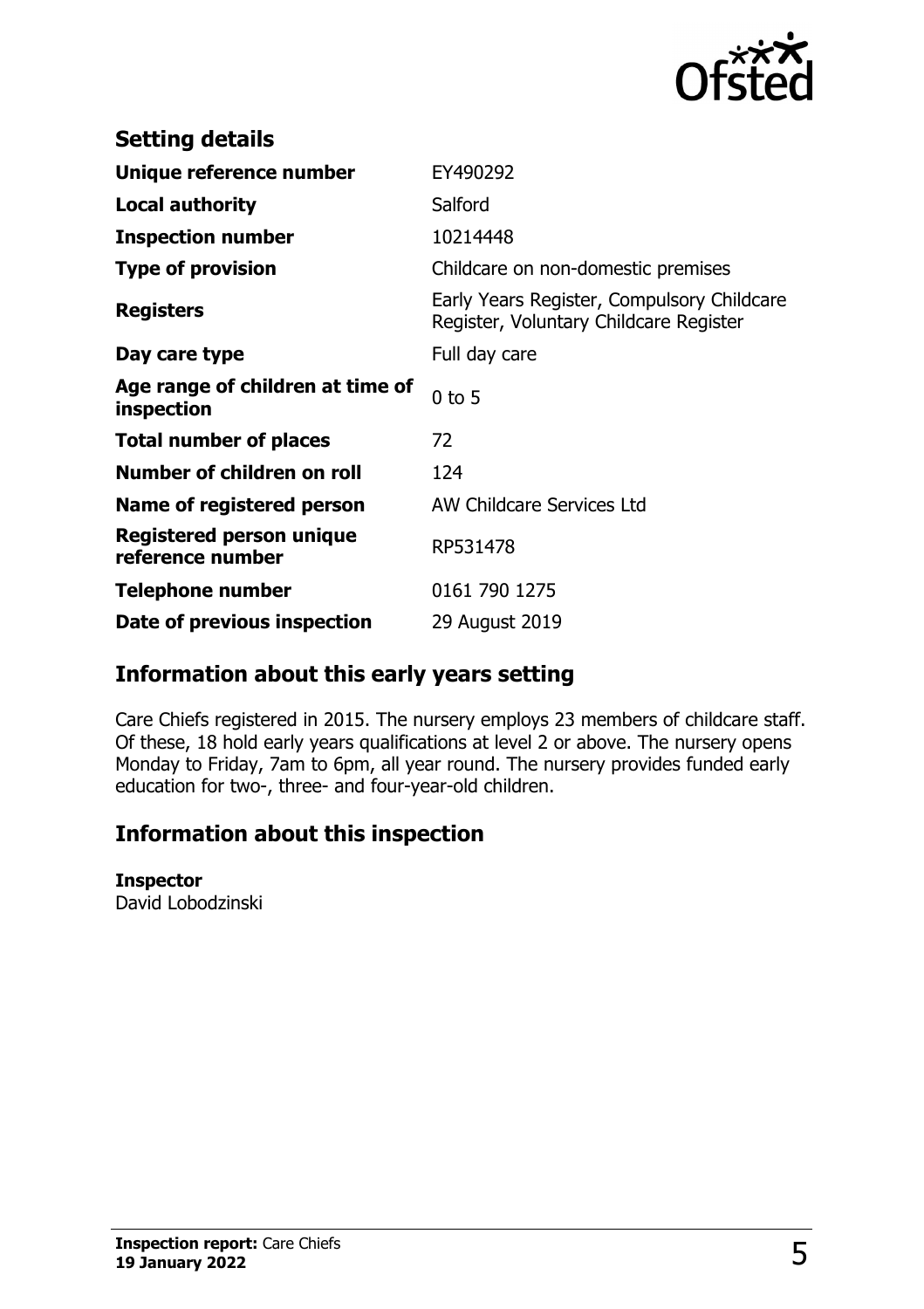## Setting details

| | |
|---|---|
| **Unique reference number** | EY490292 |
| **Local authority** | Salford |
| **Inspection number** | 10214448 |
| **Type of provision** | Childcare on non-domestic premises |
| **Registers** | Early Years Register, Compulsory Childcare Register, Voluntary Childcare Register |
| **Day care type** | Full day care |
| **Age range of children at time of inspection** | 0 to 5 |
| **Total number of places** | 72 |
| **Number of children on roll** | 124 |
| **Name of registered person** | AW Childcare Services Ltd |
| **Registered person unique reference number** | RP531478 |
| **Telephone number** | 0161 790 1275 |
| **Date of previous inspection** | 29 August 2019 |

## Information about this early years setting

Care Chiefs registered in 2015. The nursery employs 23 members of childcare staff. Of these, 18 hold early years qualifications at level 2 or above. The nursery opens Monday to Friday, 7am to 6pm, all year round. The nursery provides funded early education for two-, three- and four-year-old children.

## Information about this inspection

**Inspector**
David Lobodzinski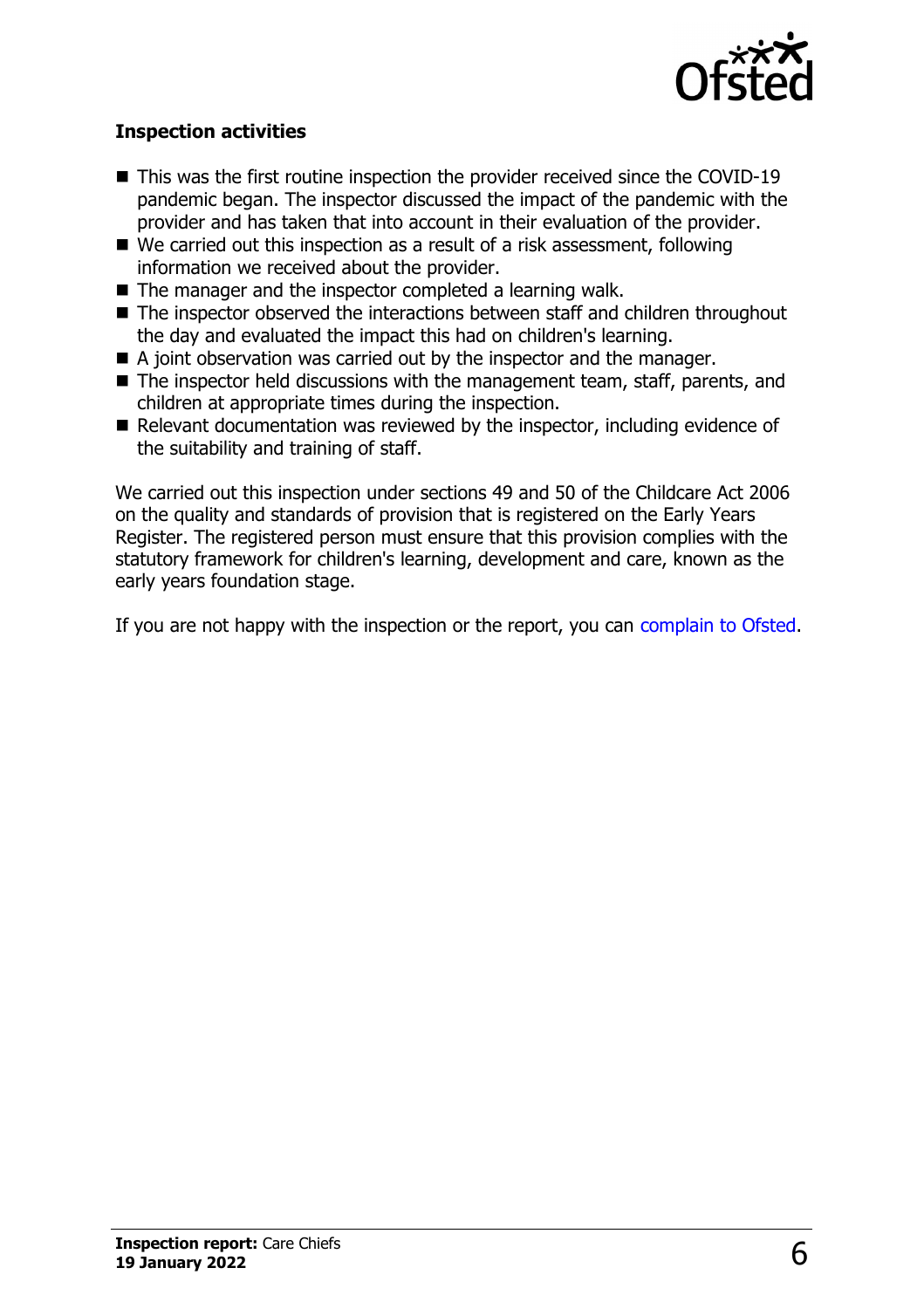### Inspection activities

- This was the first routine inspection the provider received since the COVID-19 pandemic began. The inspector discussed the impact of the pandemic with the provider and has taken that into account in their evaluation of the provider.
- We carried out this inspection as a result of a risk assessment, following information we received about the provider.
- The manager and the inspector completed a learning walk.
- The inspector observed the interactions between staff and children throughout the day and evaluated the impact this had on children's learning.
- A joint observation was carried out by the inspector and the manager.
- The inspector held discussions with the management team, staff, parents, and children at appropriate times during the inspection.
- Relevant documentation was reviewed by the inspector, including evidence of the suitability and training of staff.

We carried out this inspection under sections 49 and 50 of the Childcare Act 2006 on the quality and standards of provision that is registered on the Early Years Register. The registered person must ensure that this provision complies with the statutory framework for children's learning, development and care, known as the early years foundation stage.

If you are not happy with the inspection or the report, you can complain to Ofsted.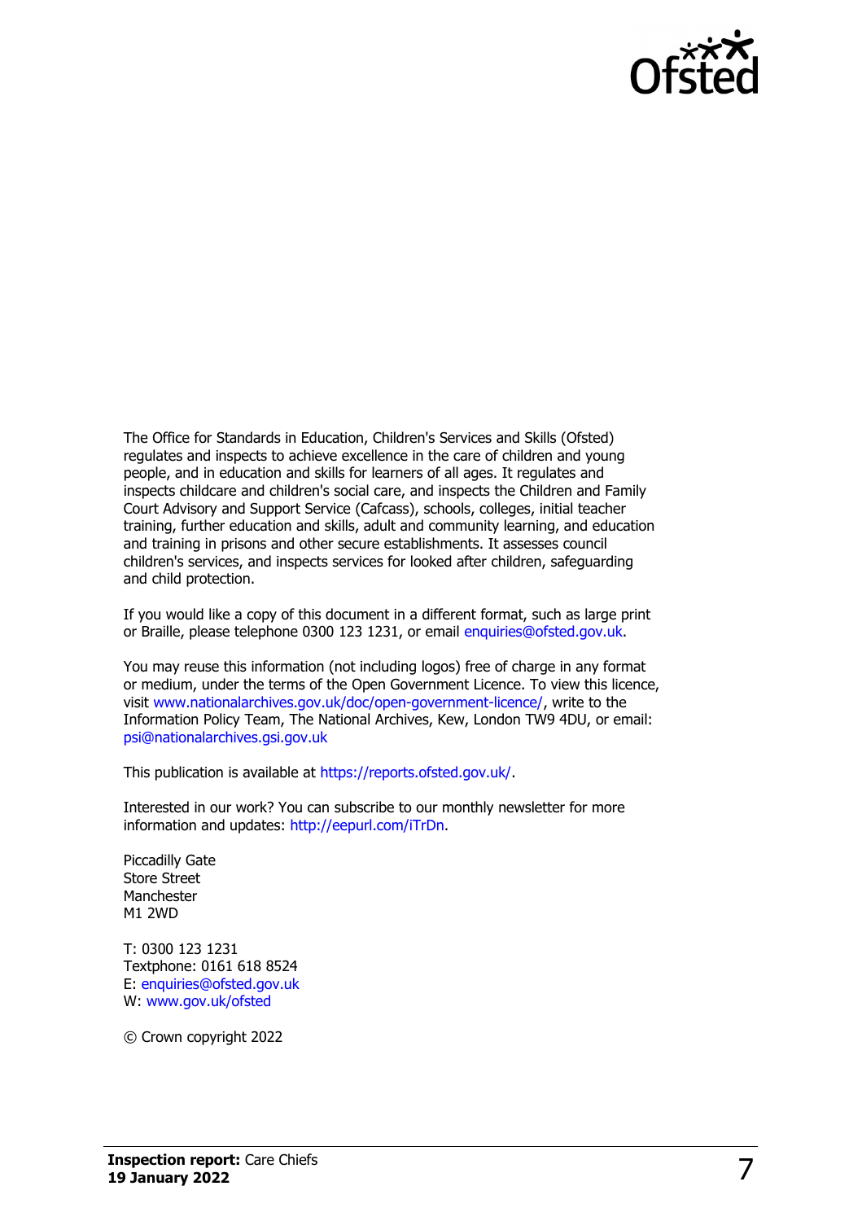The Office for Standards in Education, Children's Services and Skills (Ofsted) regulates and inspects to achieve excellence in the care of children and young people, and in education and skills for learners of all ages. It regulates and inspects childcare and children's social care, and inspects the Children and Family Court Advisory and Support Service (Cafcass), schools, colleges, initial teacher training, further education and skills, adult and community learning, and education and training in prisons and other secure establishments. It assesses council children's services, and inspects services for looked after children, safeguarding and child protection.

If you would like a copy of this document in a different format, such as large print or Braille, please telephone 0300 123 1231, or email enquiries@ofsted.gov.uk.

You may reuse this information (not including logos) free of charge in any format or medium, under the terms of the Open Government Licence. To view this licence, visit www.nationalarchives.gov.uk/doc/open-government-licence/, write to the Information Policy Team, The National Archives, Kew, London TW9 4DU, or email: psi@nationalarchives.gsi.gov.uk

This publication is available at https://reports.ofsted.gov.uk/.

Interested in our work? You can subscribe to our monthly newsletter for more information and updates: http://eepurl.com/iTrDn.

Piccadilly Gate
Store Street
Manchester
M1 2WD

T: 0300 123 1231
Textphone: 0161 618 8524
E: enquiries@ofsted.gov.uk
W: www.gov.uk/ofsted

© Crown copyright 2022